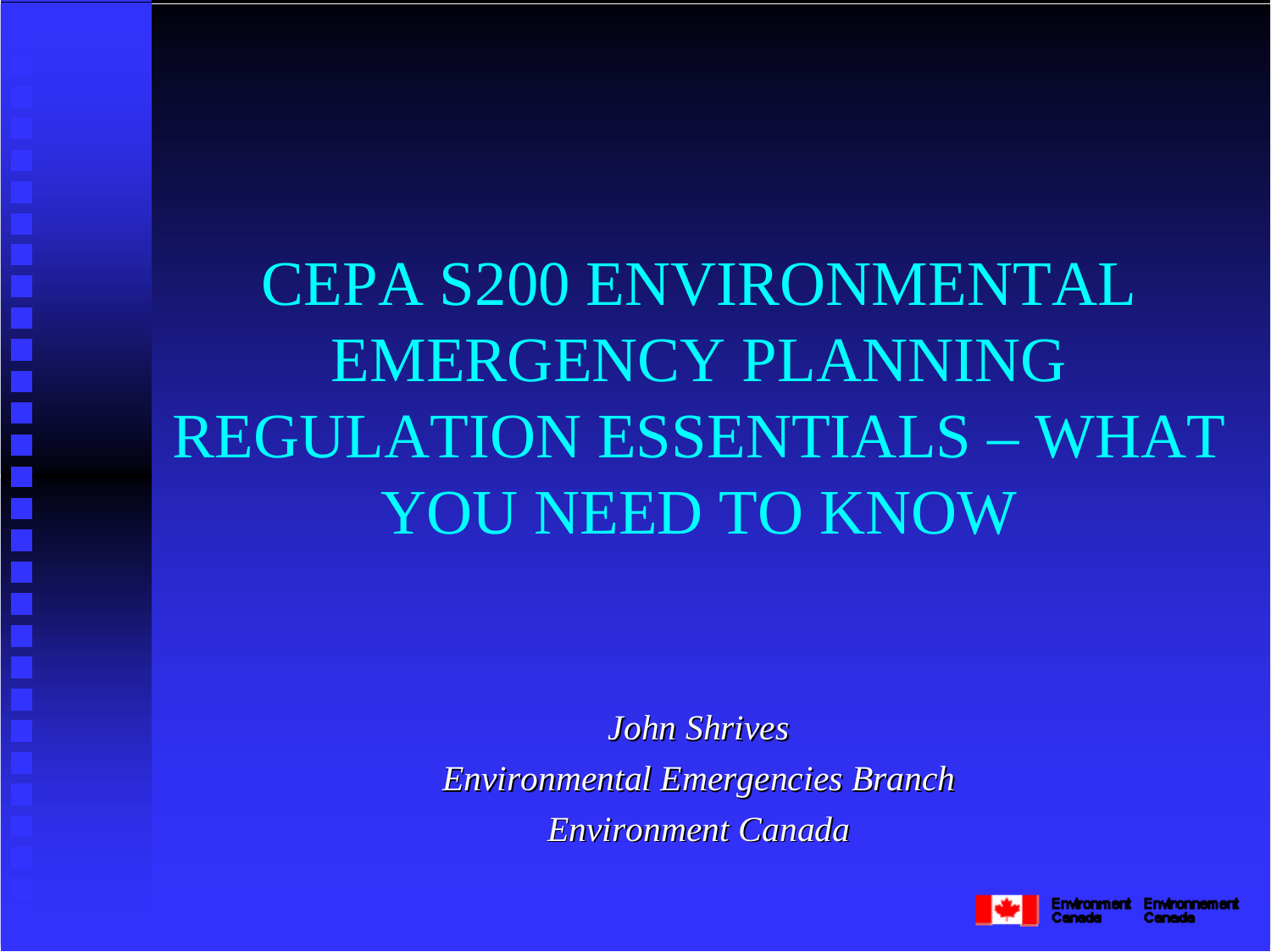# CEPA S200 ENVIRONMENTAL EMERGENCY PLANNING REGULATION ESSENTIALS – WHAT YOU NEED TO KNOW

*John Shrives*

*Environmental Emergencies Branch*

*Environment Canada*

Environment Canada Environnement Canada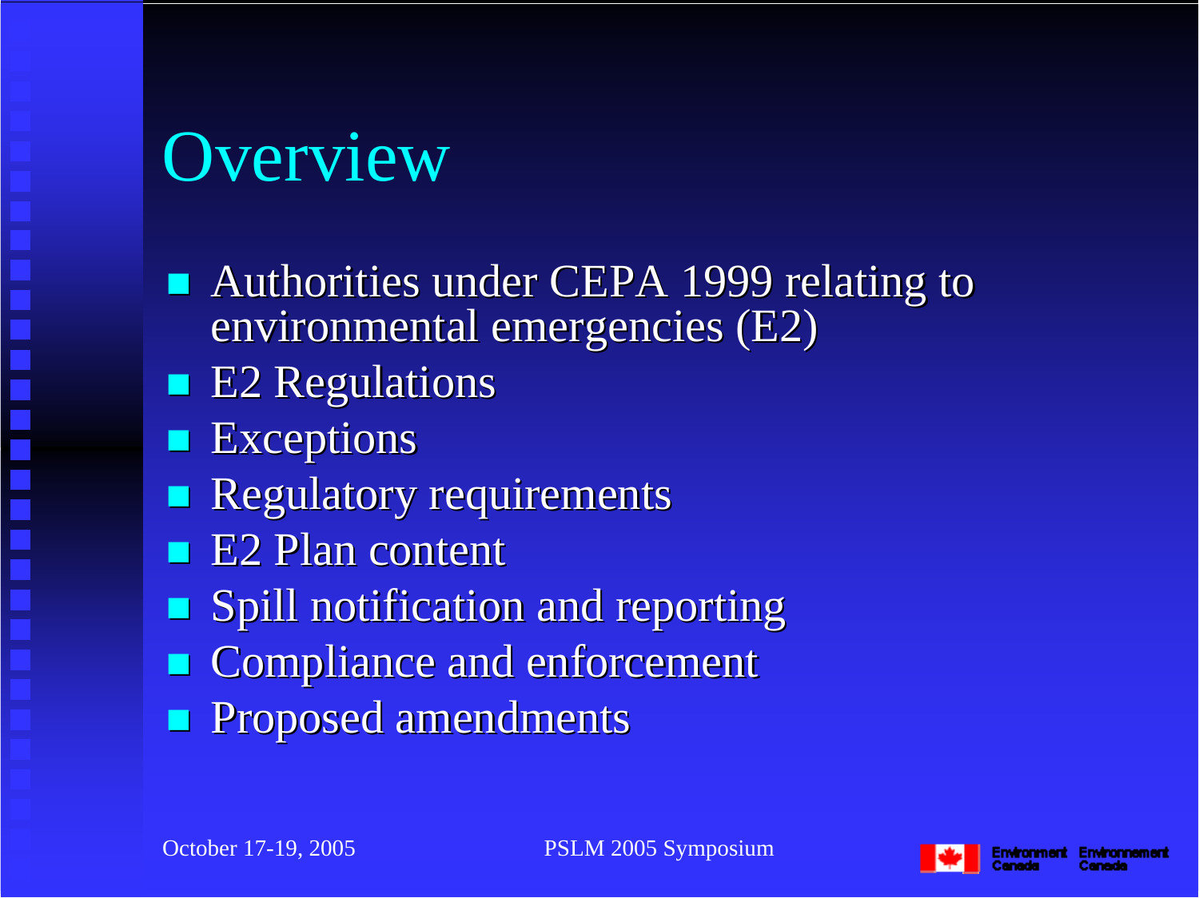# Overview

- Authorities under CEPA 1999 relating to environmental emergencies (E2)
- E2 Regulations
- Exceptions
- Regulatory requirements
- E2 Plan content
- Spill notification and reporting
- Compliance and enforcement
- Proposed amendments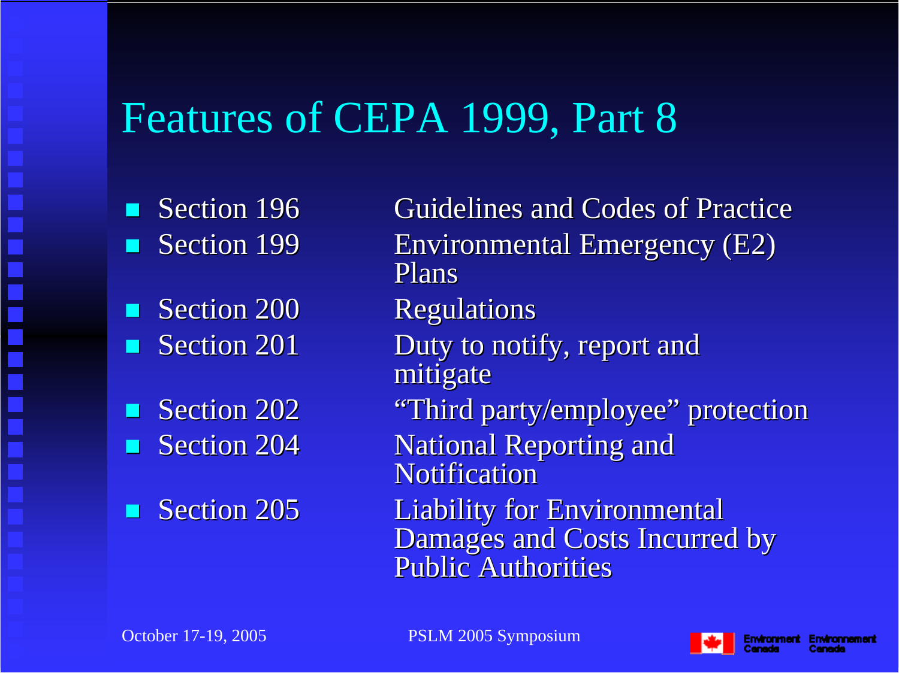# Features of CEPA 1999, Part 8

- Section 196 — Guidelines and Codes of Practice
- Section 199 — Environmental Emergency (E2) Plans
- Section 200 — Regulations
- Section 201 — Duty to notify, report and mitigate
- Section 202 — "Third party/employee" protection
- Section 204 — National Reporting and Notification
- Section 205 — Liability for Environmental Damages and Costs Incurred by Public Authorities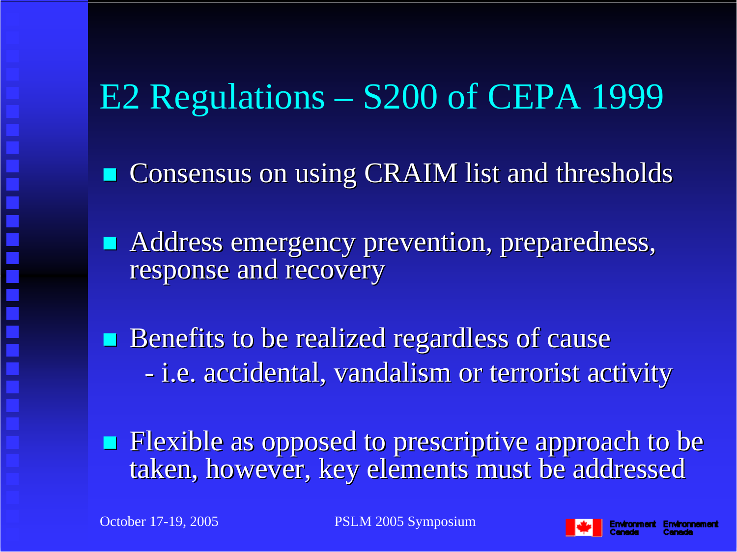# E2 Regulations – S200 of CEPA 1999

- Consensus on using CRAIM list and thresholds
- Address emergency prevention, preparedness, response and recovery
- Benefits to be realized regardless of cause
  - i.e. accidental, vandalism or terrorist activity
- Flexible as opposed to prescriptive approach to be taken, however, key elements must be addressed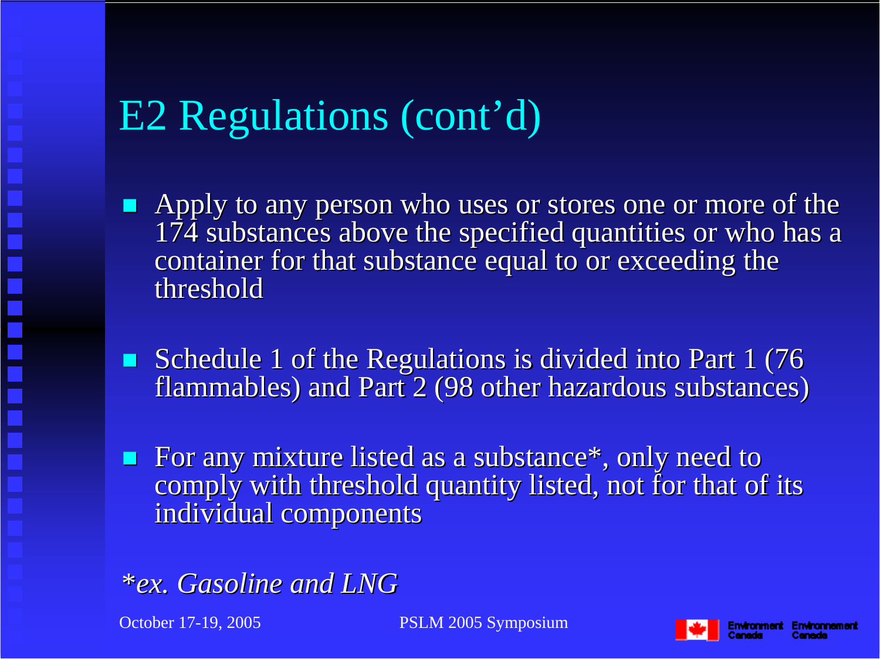# E2 Regulations (cont'd)

- Apply to any person who uses or stores one or more of the 174 substances above the specified quantities or who has a container for that substance equal to or exceeding the threshold

- Schedule 1 of the Regulations is divided into Part 1 (76 flammables) and Part 2 (98 other hazardous substances)

- For any mixture listed as a substance*, only need to comply with threshold quantity listed, not for that of its individual components

*\*ex. Gasoline and LNG*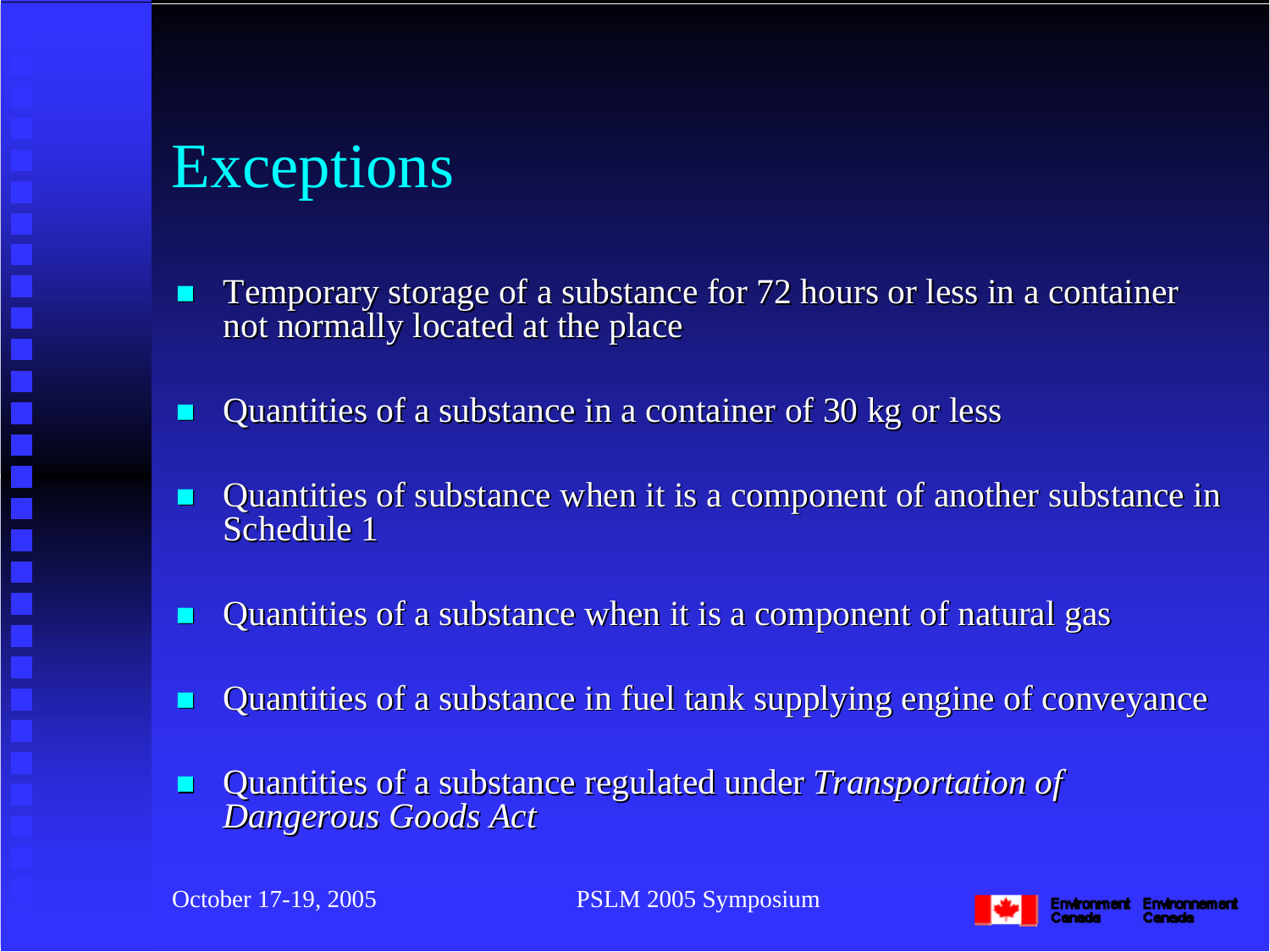# Exceptions

- Temporary storage of a substance for 72 hours or less in a container not normally located at the place
- Quantities of a substance in a container of 30 kg or less
- Quantities of substance when it is a component of another substance in Schedule 1
- Quantities of a substance when it is a component of natural gas
- Quantities of a substance in fuel tank supplying engine of conveyance
- Quantities of a substance regulated under *Transportation of Dangerous Goods Act*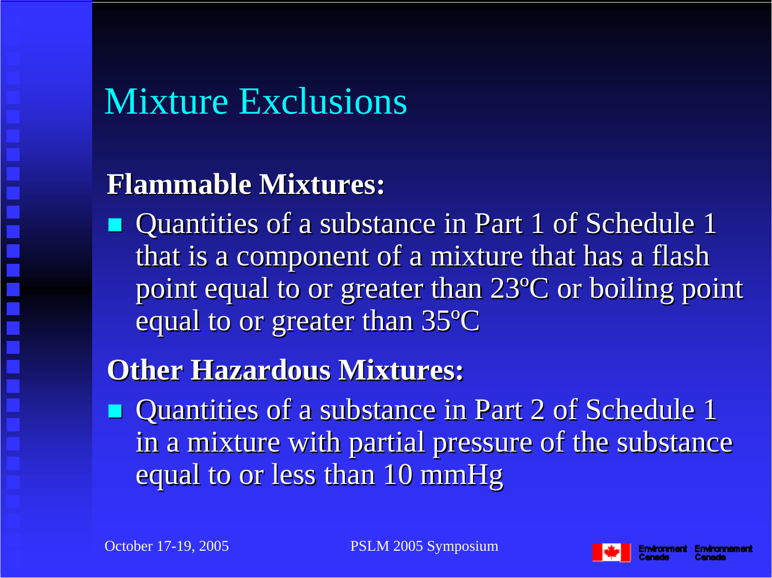# Mixture Exclusions

**Flammable Mixtures:**

- Quantities of a substance in Part 1 of Schedule 1 that is a component of a mixture that has a flash point equal to or greater than 23ºC or boiling point equal to or greater than 35ºC

**Other Hazardous Mixtures:**

- Quantities of a substance in Part 2 of Schedule 1 in a mixture with partial pressure of the substance equal to or less than 10 mmHg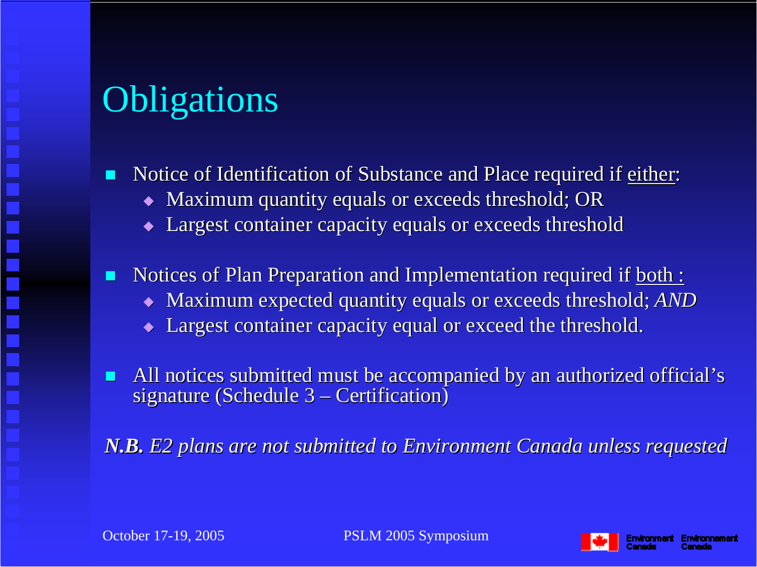# Obligations

- Notice of Identification of Substance and Place required if <u>either</u>:
  - Maximum quantity equals or exceeds threshold; OR
  - Largest container capacity equals or exceeds threshold
- Notices of Plan Preparation and Implementation required if <u>both :</u>
  - Maximum expected quantity equals or exceeds threshold; *AND*
  - Largest container capacity equal or exceed the threshold.
- All notices submitted must be accompanied by an authorized official's signature (Schedule 3 – Certification)

***N.B.*** *E2 plans are not submitted to Environment Canada unless requested*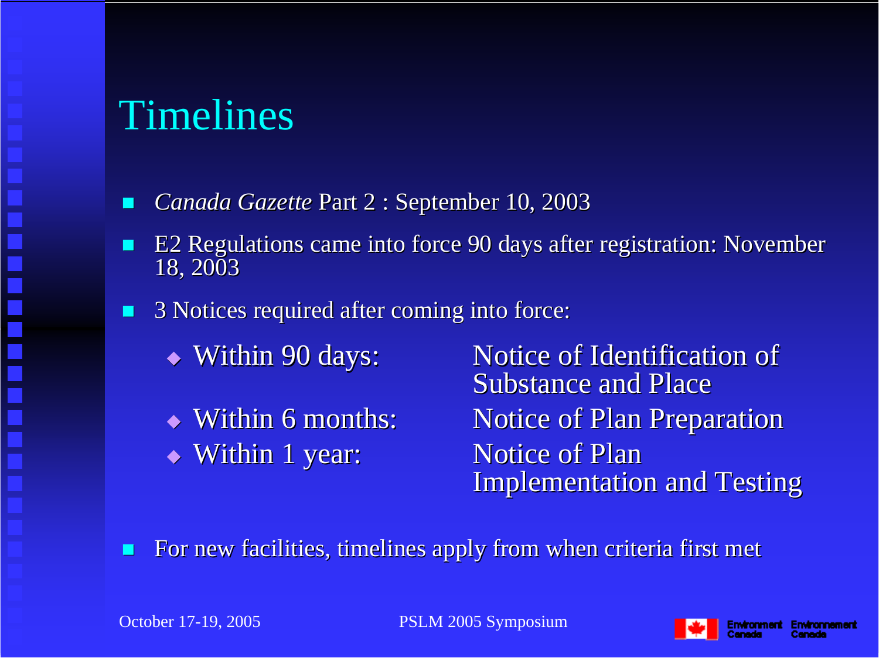# Timelines

- *Canada Gazette* Part 2 : September 10, 2003
- E2 Regulations came into force 90 days after registration: November 18, 2003
- 3 Notices required after coming into force:
  - Within 90 days: Notice of Identification of Substance and Place
  - Within 6 months: Notice of Plan Preparation
  - Within 1 year: Notice of Plan Implementation and Testing
- For new facilities, timelines apply from when criteria first met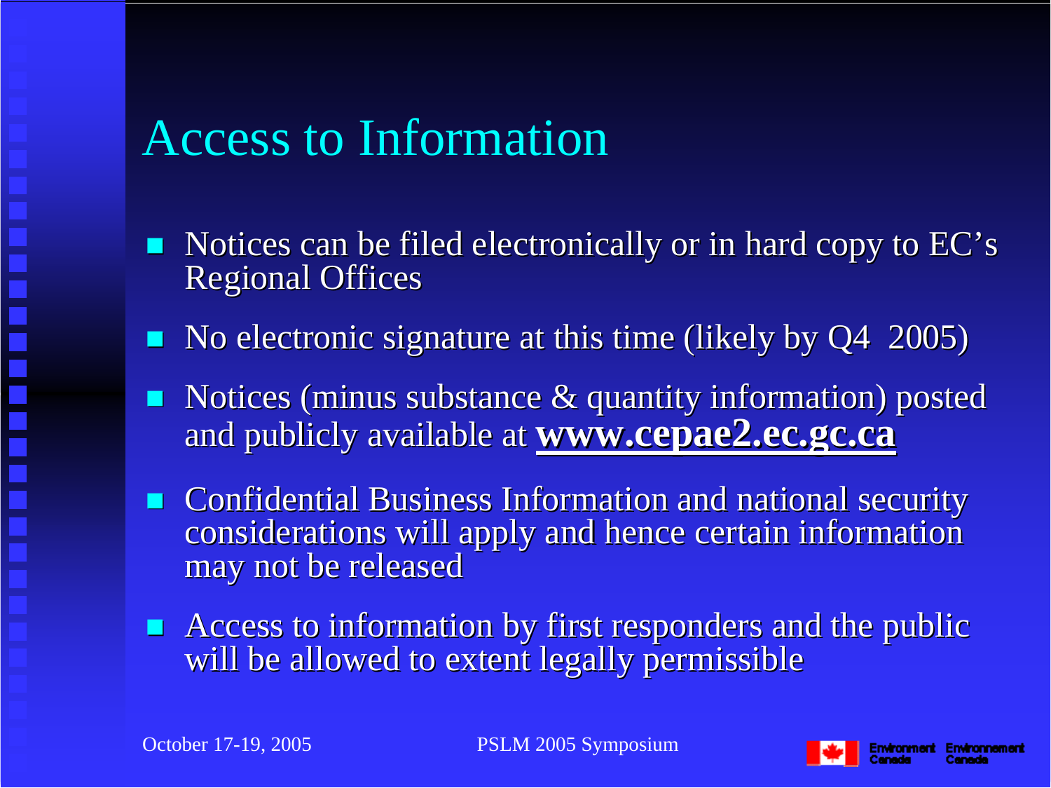# Access to Information

- Notices can be filed electronically or in hard copy to EC's Regional Offices
- No electronic signature at this time (likely by Q4 2005)
- Notices (minus substance & quantity information) posted and publicly available at **www.cepae2.ec.gc.ca**
- Confidential Business Information and national security considerations will apply and hence certain information may not be released
- Access to information by first responders and the public will be allowed to extent legally permissible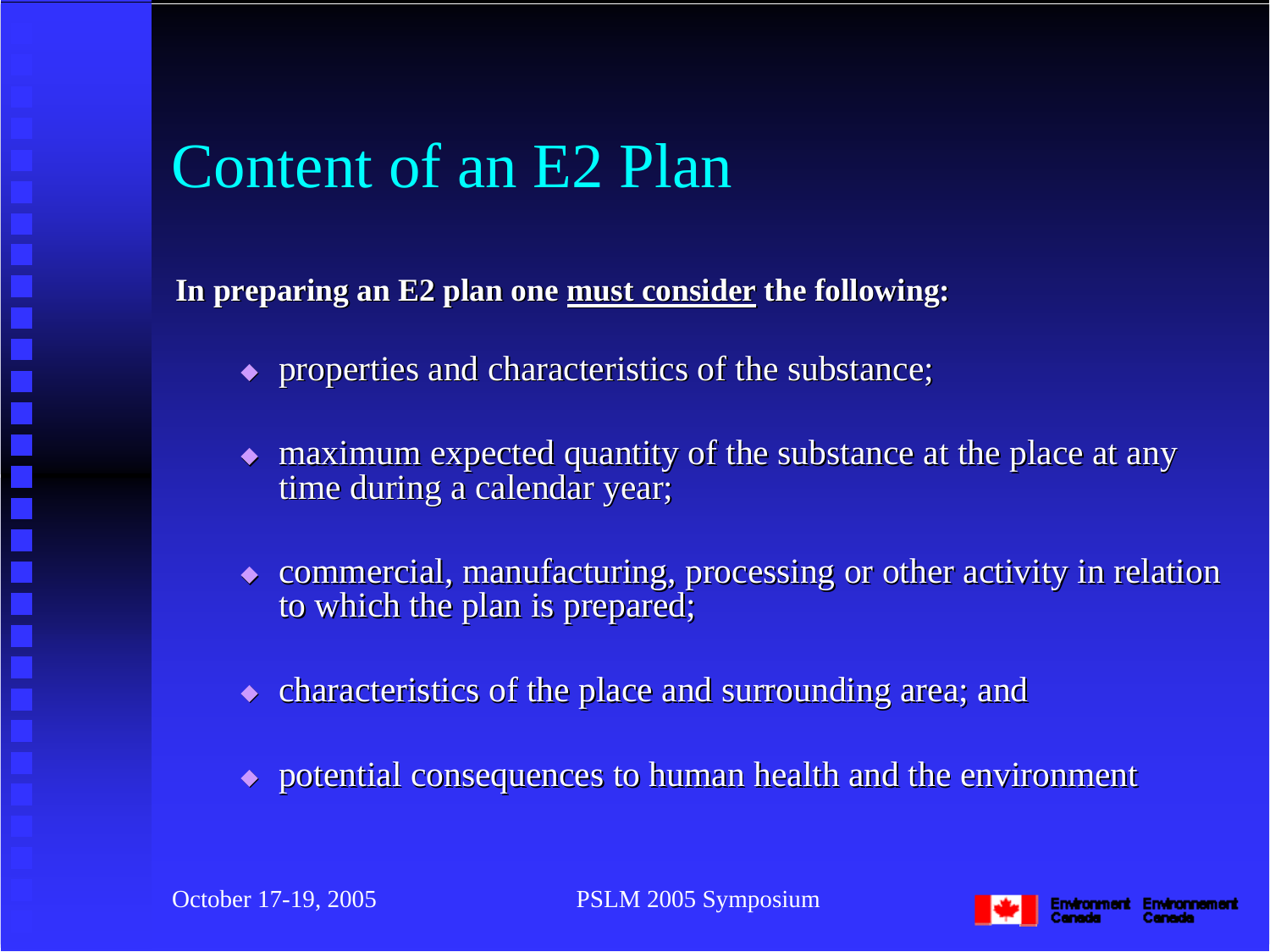# Content of an E2 Plan

**In preparing an E2 plan one <u>must consider</u> the following:**

- properties and characteristics of the substance;
- maximum expected quantity of the substance at the place at any time during a calendar year;
- commercial, manufacturing, processing or other activity in relation to which the plan is prepared;
- characteristics of the place and surrounding area; and
- potential consequences to human health and the environment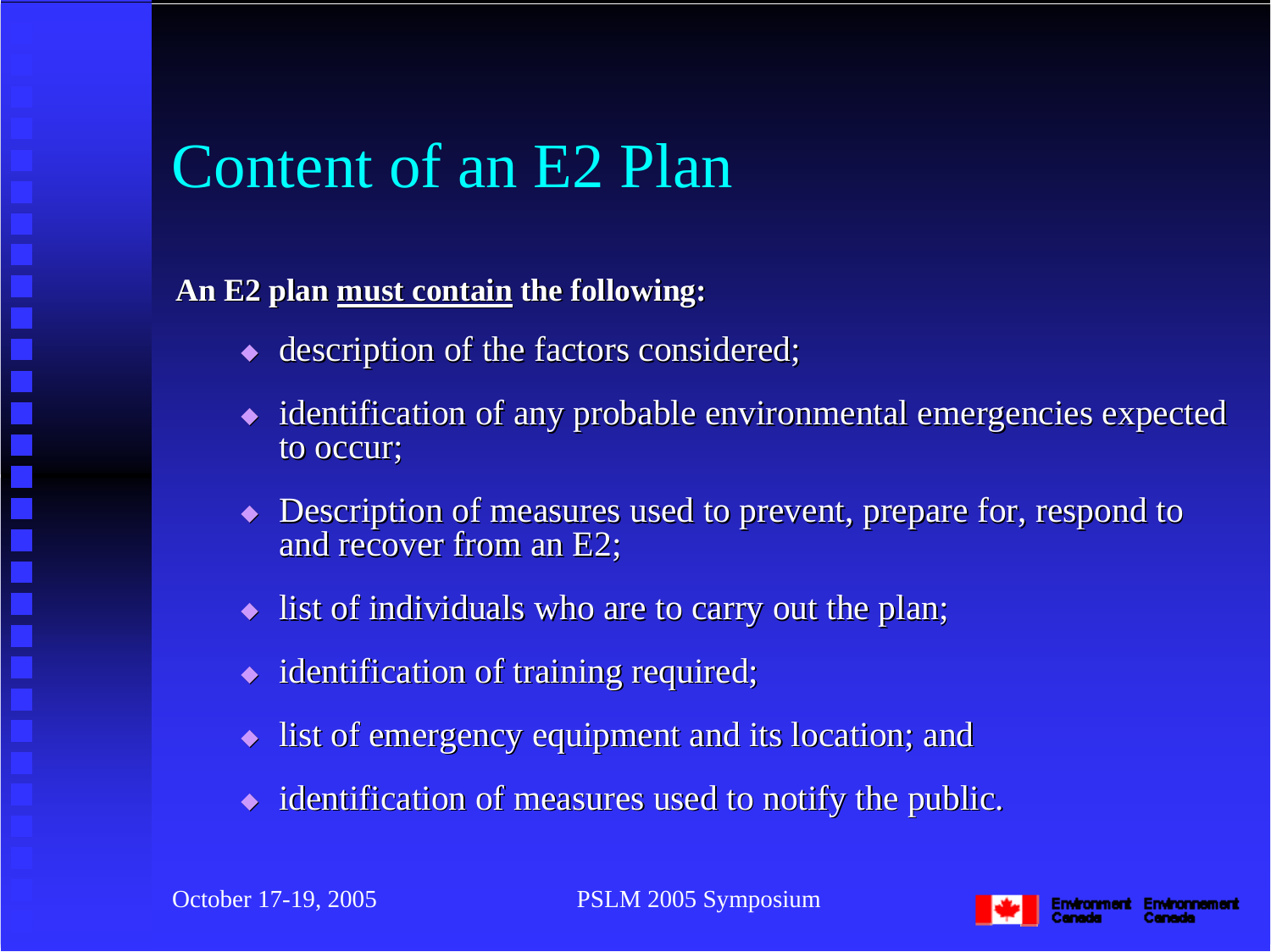# Content of an E2 Plan

**An E2 plan <u>must contain</u> the following:**

- description of the factors considered;
- identification of any probable environmental emergencies expected to occur;
- Description of measures used to prevent, prepare for, respond to and recover from an E2;
- list of individuals who are to carry out the plan;
- identification of training required;
- list of emergency equipment and its location; and
- identification of measures used to notify the public.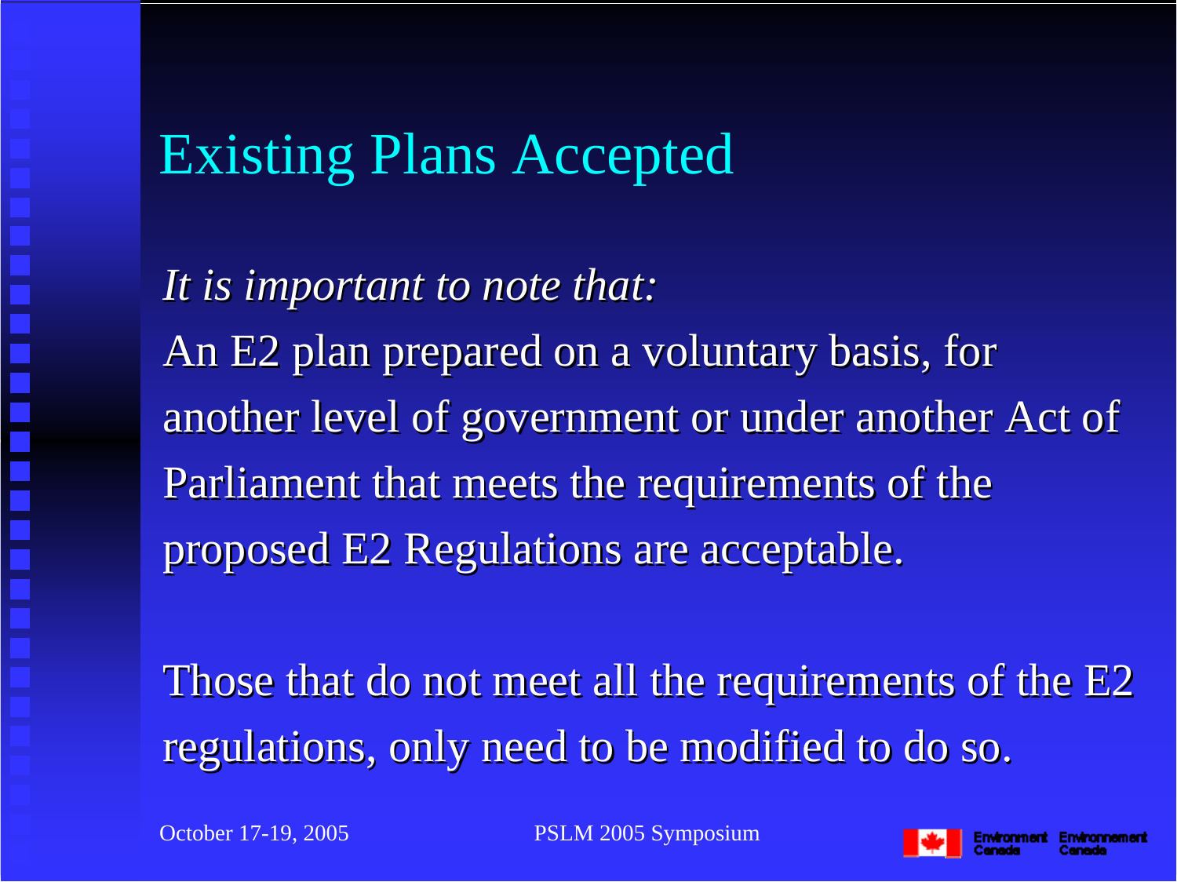# Existing Plans Accepted

*It is important to note that:*

An E2 plan prepared on a voluntary basis, for another level of government or under another Act of Parliament that meets the requirements of the proposed E2 Regulations are acceptable.

Those that do not meet all the requirements of the E2 regulations, only need to be modified to do so.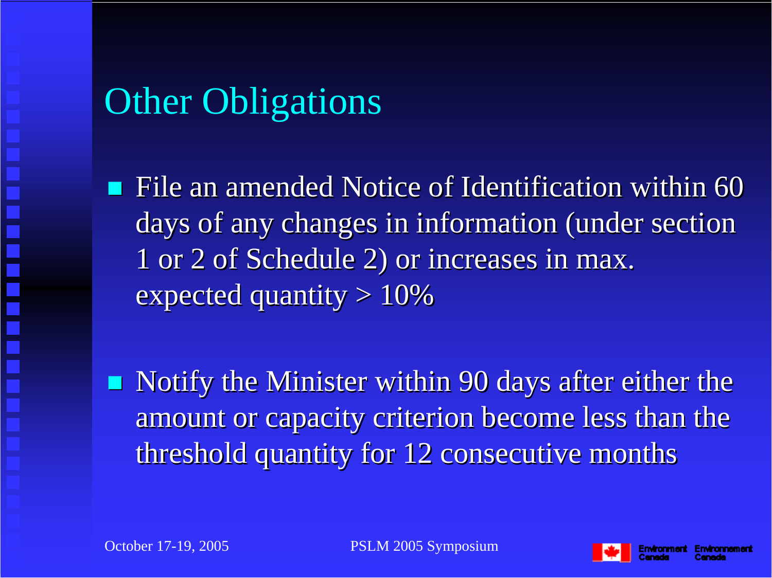# Other Obligations

- File an amended Notice of Identification within 60 days of any changes in information (under section 1 or 2 of Schedule 2) or increases in max. expected quantity > 10%

- Notify the Minister within 90 days after either the amount or capacity criterion become less than the threshold quantity for 12 consecutive months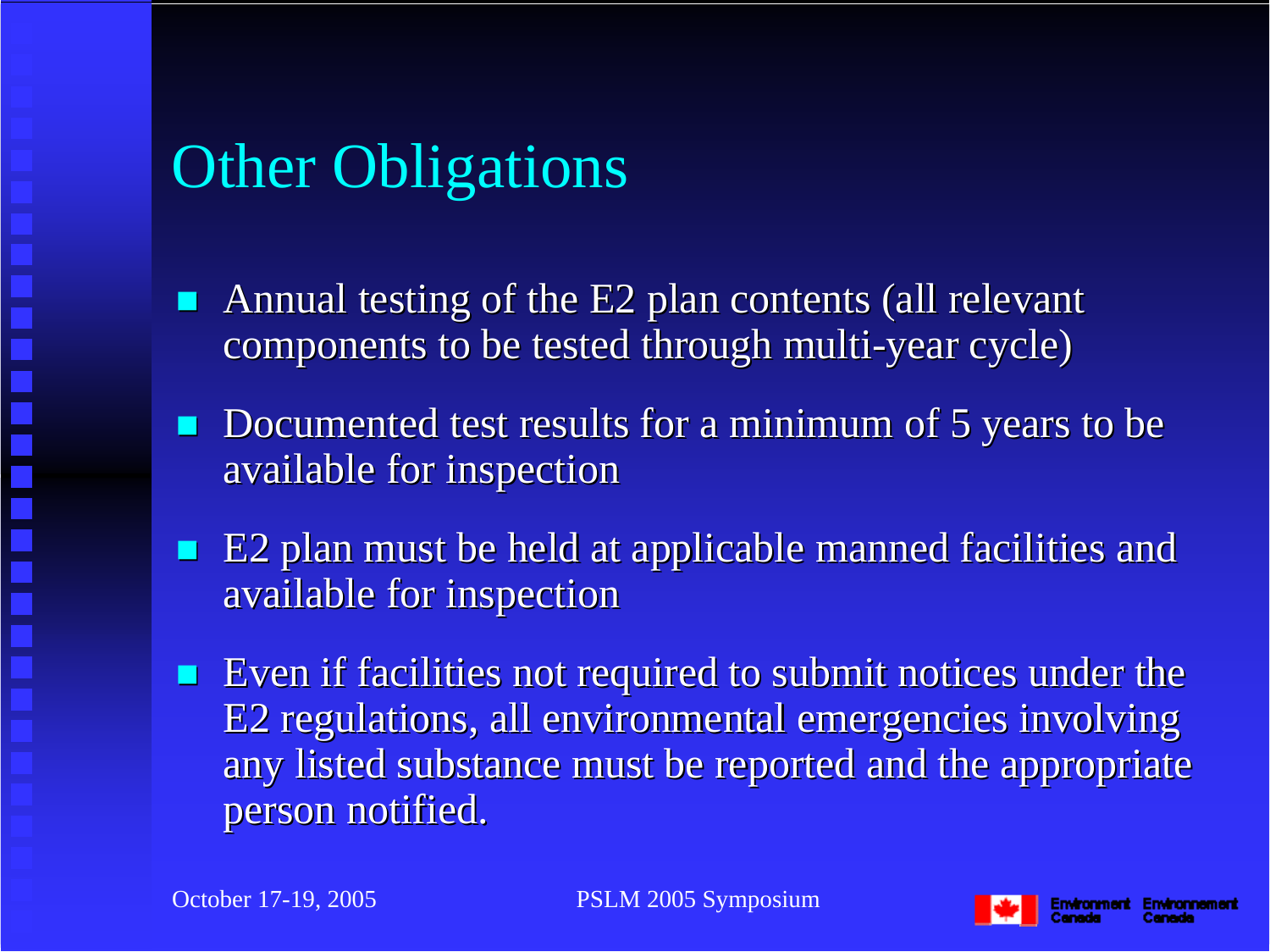# Other Obligations

- Annual testing of the E2 plan contents (all relevant components to be tested through multi-year cycle)
- Documented test results for a minimum of 5 years to be available for inspection
- E2 plan must be held at applicable manned facilities and available for inspection
- Even if facilities not required to submit notices under the E2 regulations, all environmental emergencies involving any listed substance must be reported and the appropriate person notified.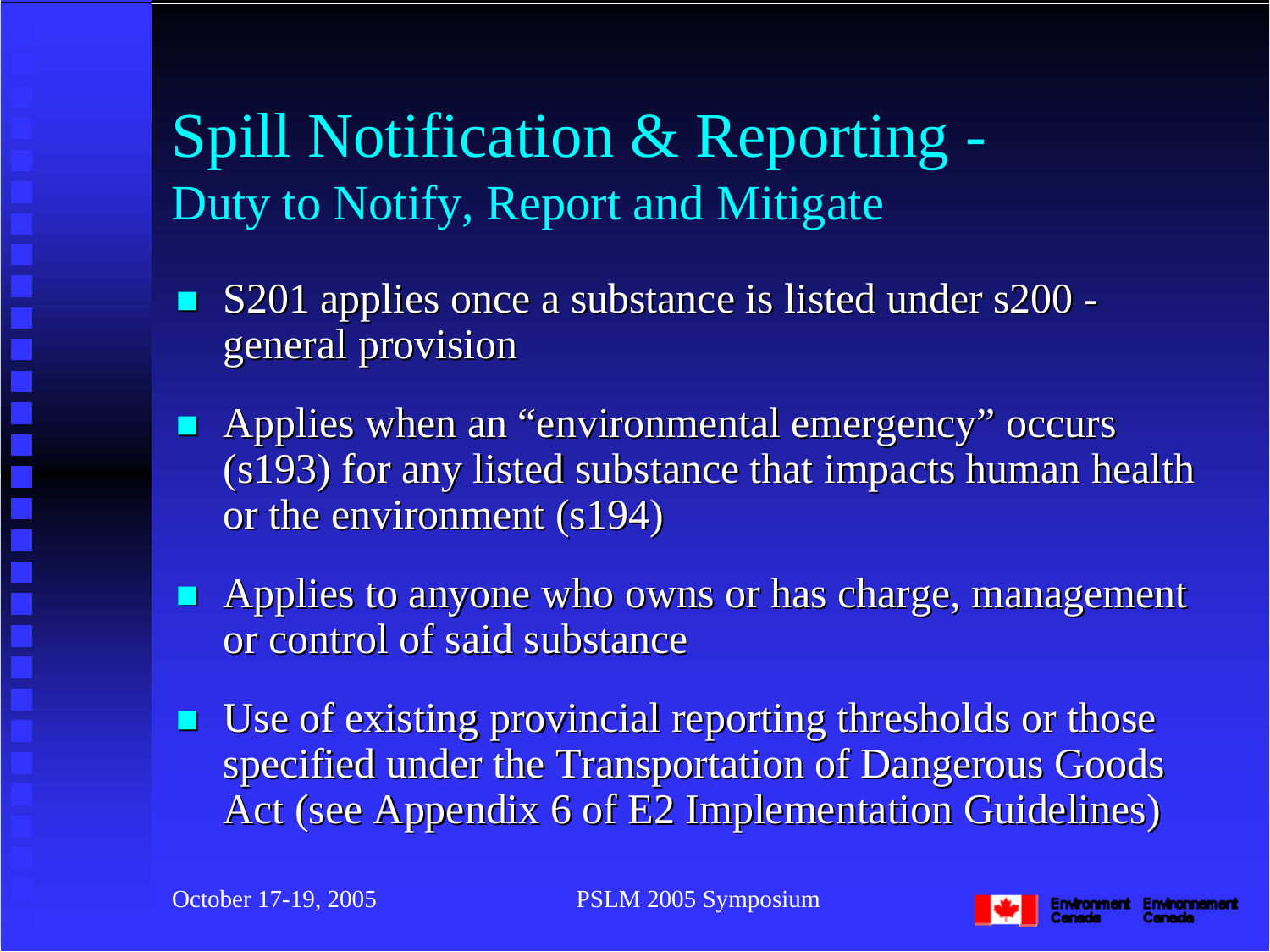# Spill Notification & Reporting - Duty to Notify, Report and Mitigate

- S201 applies once a substance is listed under s200 - general provision
- Applies when an "environmental emergency" occurs (s193) for any listed substance that impacts human health or the environment (s194)
- Applies to anyone who owns or has charge, management or control of said substance
- Use of existing provincial reporting thresholds or those specified under the Transportation of Dangerous Goods Act (see Appendix 6 of E2 Implementation Guidelines)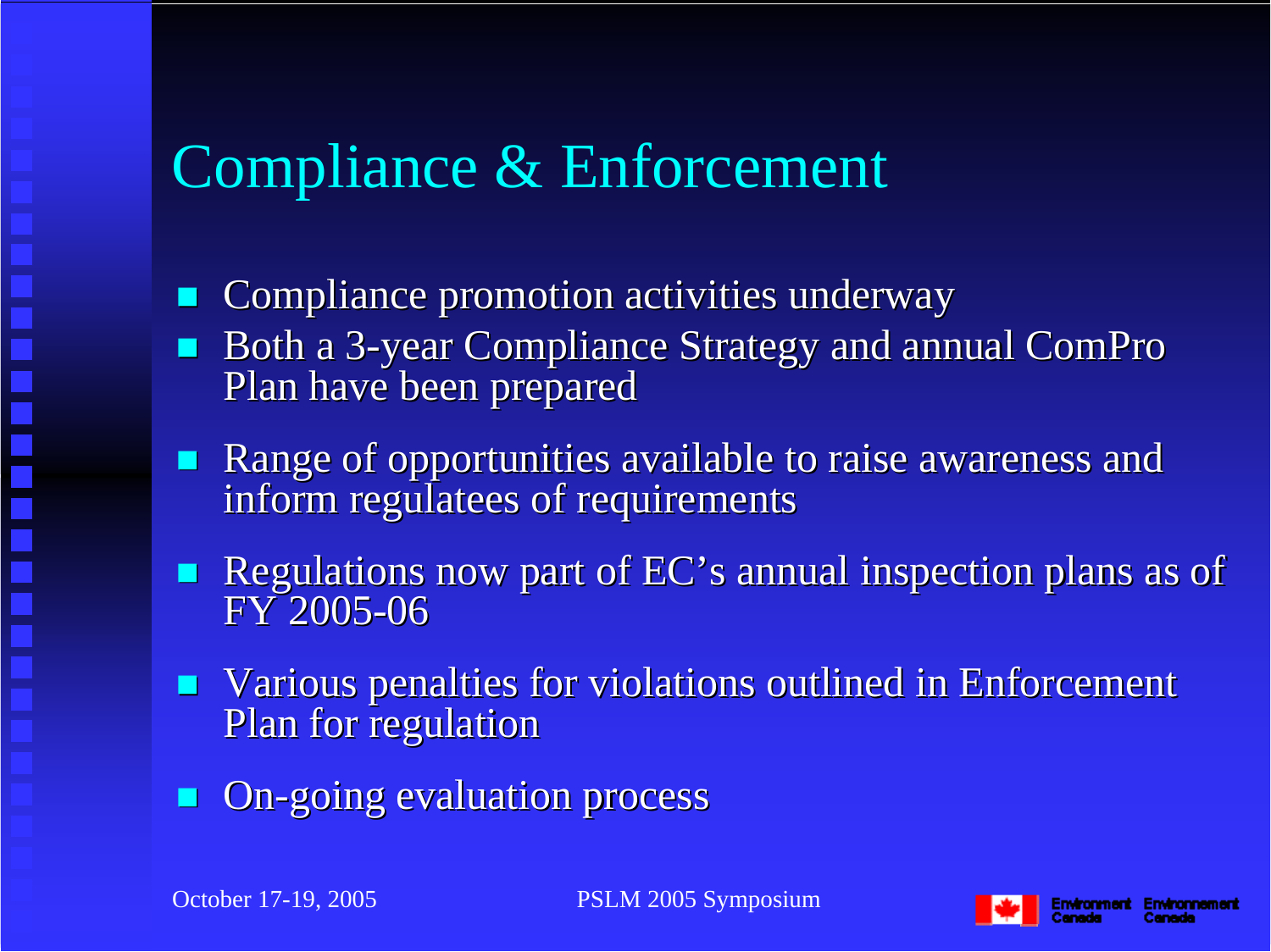# Compliance & Enforcement

- Compliance promotion activities underway
- Both a 3-year Compliance Strategy and annual ComPro Plan have been prepared
- Range of opportunities available to raise awareness and inform regulatees of requirements
- Regulations now part of EC's annual inspection plans as of FY 2005-06
- Various penalties for violations outlined in Enforcement Plan for regulation
- On-going evaluation process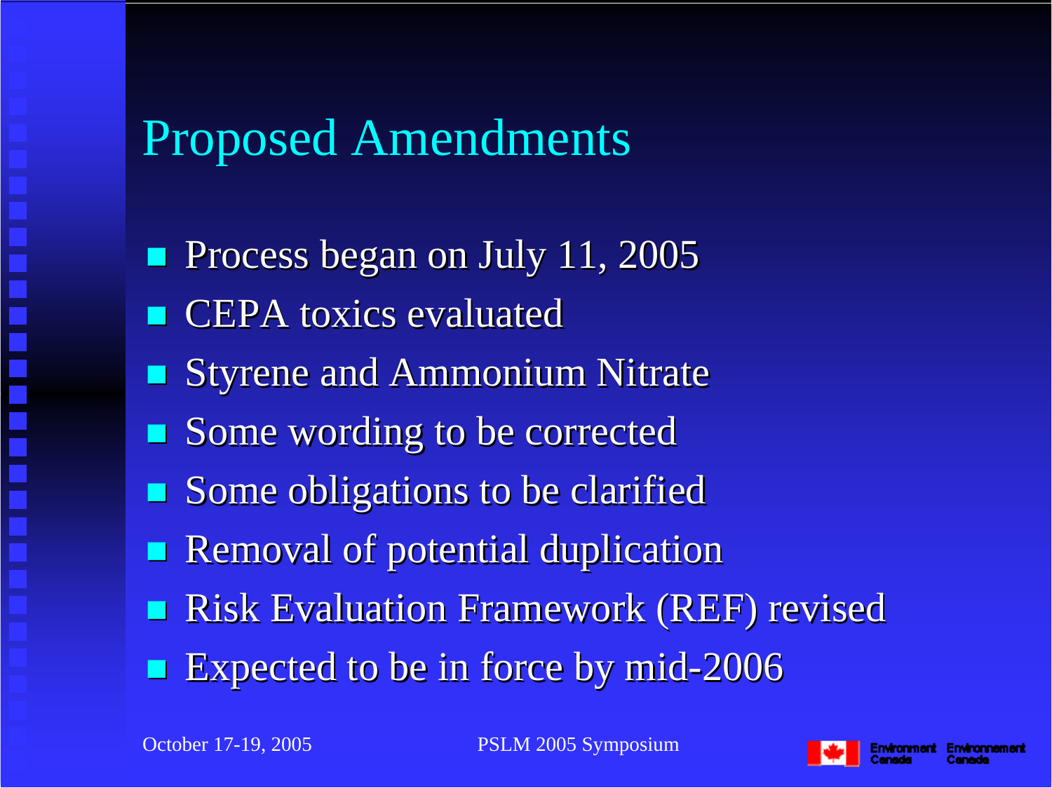# Proposed Amendments

- Process began on July 11, 2005
- CEPA toxics evaluated
- Styrene and Ammonium Nitrate
- Some wording to be corrected
- Some obligations to be clarified
- Removal of potential duplication
- Risk Evaluation Framework (REF) revised
- Expected to be in force by mid-2006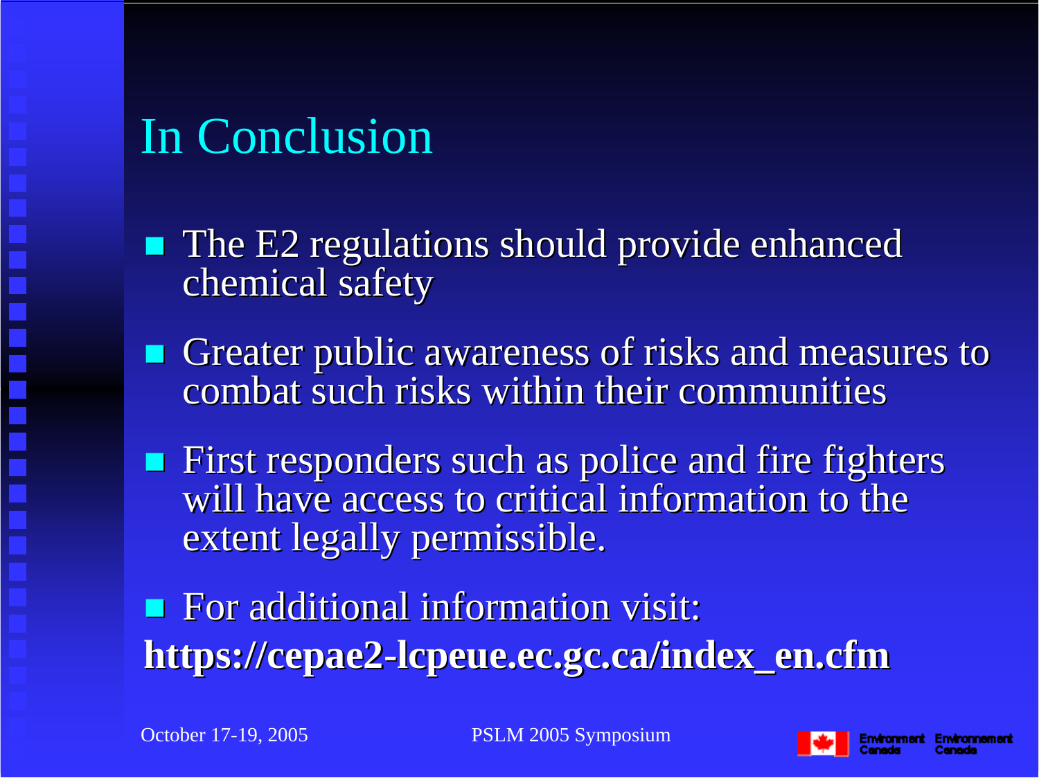# In Conclusion

- The E2 regulations should provide enhanced chemical safety
- Greater public awareness of risks and measures to combat such risks within their communities
- First responders such as police and fire fighters will have access to critical information to the extent legally permissible.
- For additional information visit:

**https://cepae2-lcpeue.ec.gc.ca/index_en.cfm**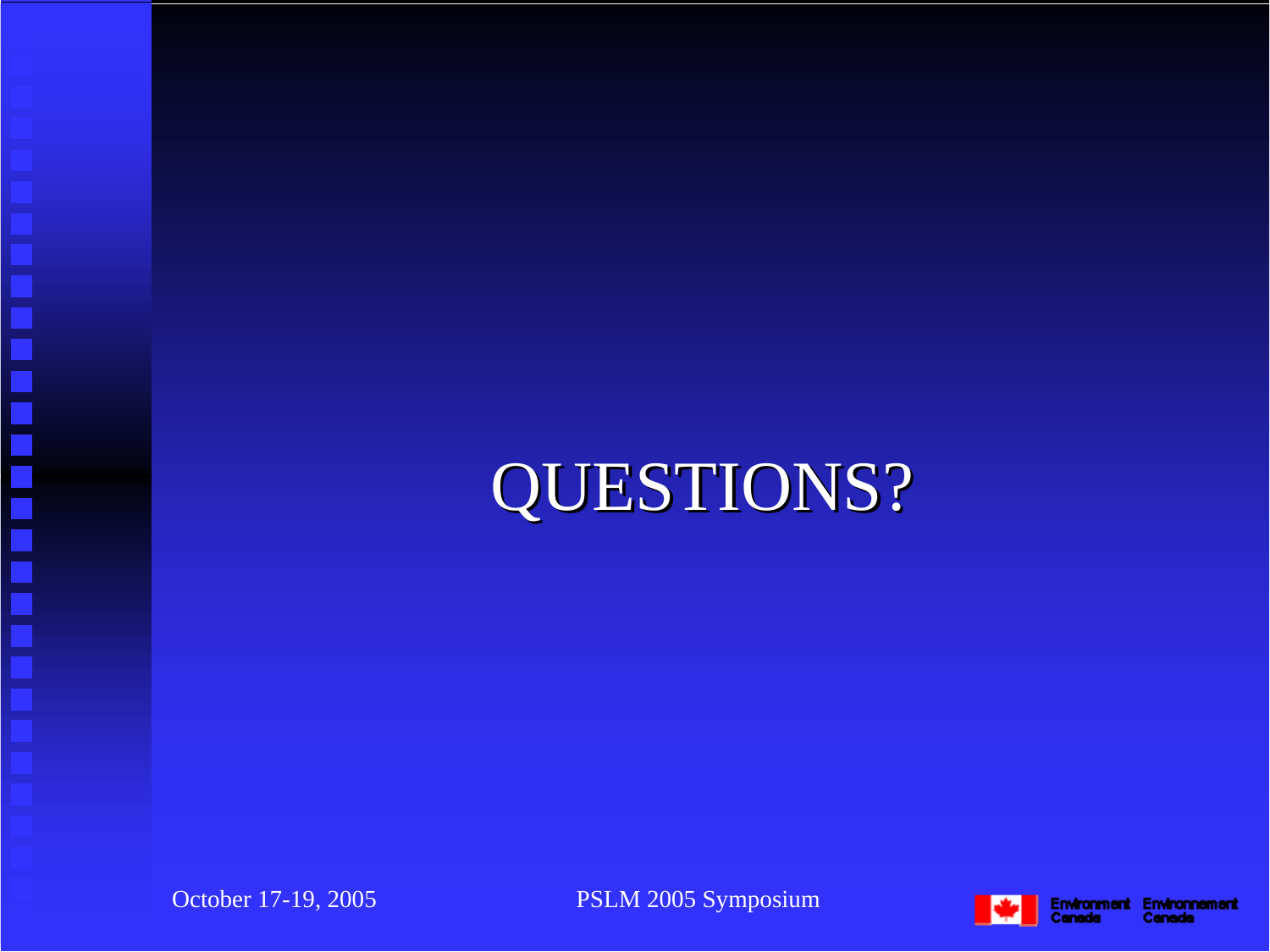# QUESTIONS?